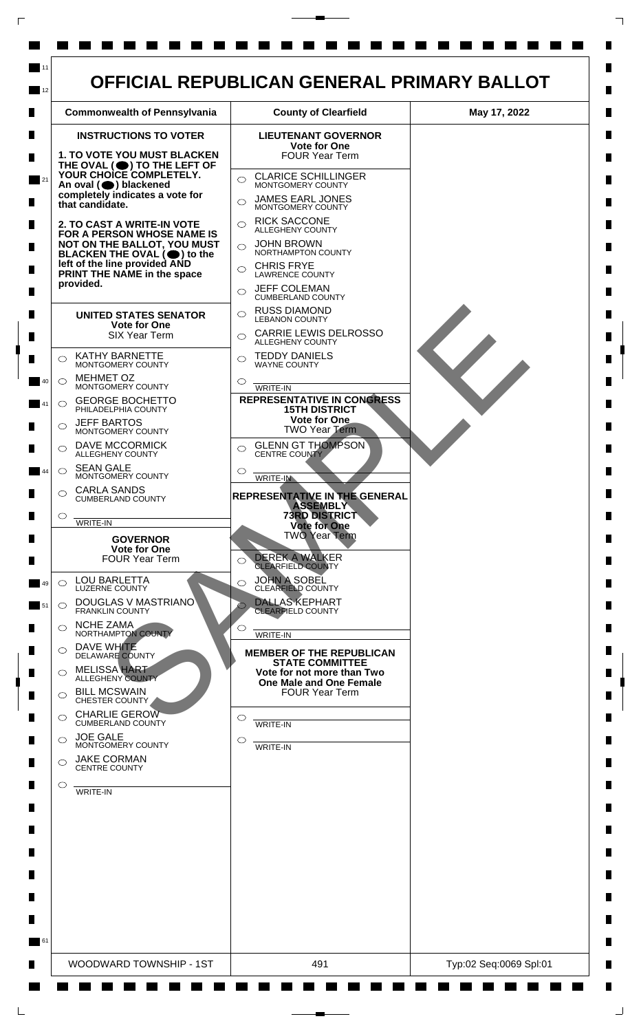# OFFICIAL REPUBLICAN GENERAL PRIMARY BALLOT

| Commonwealth of Pennsylvania | County of Clearfield | May 17, 2022 |
|---|---|---|

## INSTRUCTIONS TO VOTER

**1. TO VOTE YOU MUST BLACKEN THE OVAL (⬤) TO THE LEFT OF YOUR CHOICE COMPLETELY. An oval (⬤) blackened completely indicates a vote for that candidate.**

**2. TO CAST A WRITE-IN VOTE FOR A PERSON WHOSE NAME IS NOT ON THE BALLOT, YOU MUST BLACKEN THE OVAL (⬤) to the left of the line provided AND PRINT THE NAME in the space provided.**

### UNITED STATES SENATOR
**Vote for One**
SIX Year Term

- ○ KATHY BARNETTE — MONTGOMERY COUNTY
- ○ MEHMET OZ — MONTGOMERY COUNTY
- ○ GEORGE BOCHETTO — PHILADELPHIA COUNTY
- ○ JEFF BARTOS — MONTGOMERY COUNTY
- ○ DAVE MCCORMICK — ALLEGHENY COUNTY
- ○ SEAN GALE — MONTGOMERY COUNTY
- ○ CARLA SANDS — CUMBERLAND COUNTY
- ○ ______ WRITE-IN

### GOVERNOR
**Vote for One**
FOUR Year Term

- ○ LOU BARLETTA — LUZERNE COUNTY
- ○ DOUGLAS V MASTRIANO — FRANKLIN COUNTY
- ○ NCHE ZAMA — NORTHAMPTON COUNTY
- ○ DAVE WHITE — DELAWARE COUNTY
- ○ MELISSA HART — ALLEGHENY COUNTY
- ○ BILL MCSWAIN — CHESTER COUNTY
- ○ CHARLIE GEROW — CUMBERLAND COUNTY
- ○ JOE GALE — MONTGOMERY COUNTY
- ○ JAKE CORMAN — CENTRE COUNTY
- ○ ______ WRITE-IN

### LIEUTENANT GOVERNOR
**Vote for One**
FOUR Year Term

- ○ CLARICE SCHILLINGER — MONTGOMERY COUNTY
- ○ JAMES EARL JONES — MONTGOMERY COUNTY
- ○ RICK SACCONE — ALLEGHENY COUNTY
- ○ JOHN BROWN — NORTHAMPTON COUNTY
- ○ CHRIS FRYE — LAWRENCE COUNTY
- ○ JEFF COLEMAN — CUMBERLAND COUNTY
- ○ RUSS DIAMOND — LEBANON COUNTY
- ○ CARRIE LEWIS DELROSSO — ALLEGHENY COUNTY
- ○ TEDDY DANIELS — WAYNE COUNTY
- ○ ______ WRITE-IN

### REPRESENTATIVE IN CONGRESS 15TH DISTRICT
**Vote for One**
TWO Year Term

- ○ GLENN GT THOMPSON — CENTRE COUNTY
- ○ ______ WRITE-IN

### REPRESENTATIVE IN THE GENERAL ASSEMBLY 73RD DISTRICT
**Vote for One**
TWO Year Term

- ○ DEREK A WALKER — CLEARFIELD COUNTY
- ○ JOHN A SOBEL — CLEARFIELD COUNTY
- ○ DALLAS KEPHART — CLEARFIELD COUNTY
- ○ ______ WRITE-IN

### MEMBER OF THE REPUBLICAN STATE COMMITTEE
**Vote for not more than Two One Male and One Female**
FOUR Year Term

- ○ ______ WRITE-IN
- ○ ______ WRITE-IN

SAMPLE

| WOODWARD TOWNSHIP - 1ST | 491 | Typ:02 Seq:0069 Spl:01 |
|---|---|---|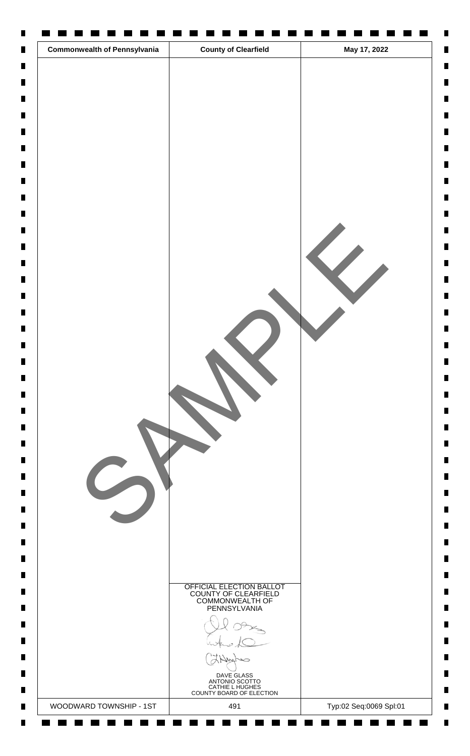| Commonwealth of Pennsylvania | County of Clearfield | May 17, 2022 |
| --- | --- | --- |
| | OFFICIAL ELECTION BALLOT<br>COUNTY OF CLEARFIELD<br>COMMONWEALTH OF PENNSYLVANIA<br>DAVE GLASS<br>ANTONIO SCOTTO<br>CATHIE L HUGHES<br>COUNTY BOARD OF ELECTION | |
| WOODWARD TOWNSHIP - 1ST | 491 | Typ:02 Seq:0069 Spl:01 |

SAMPLE